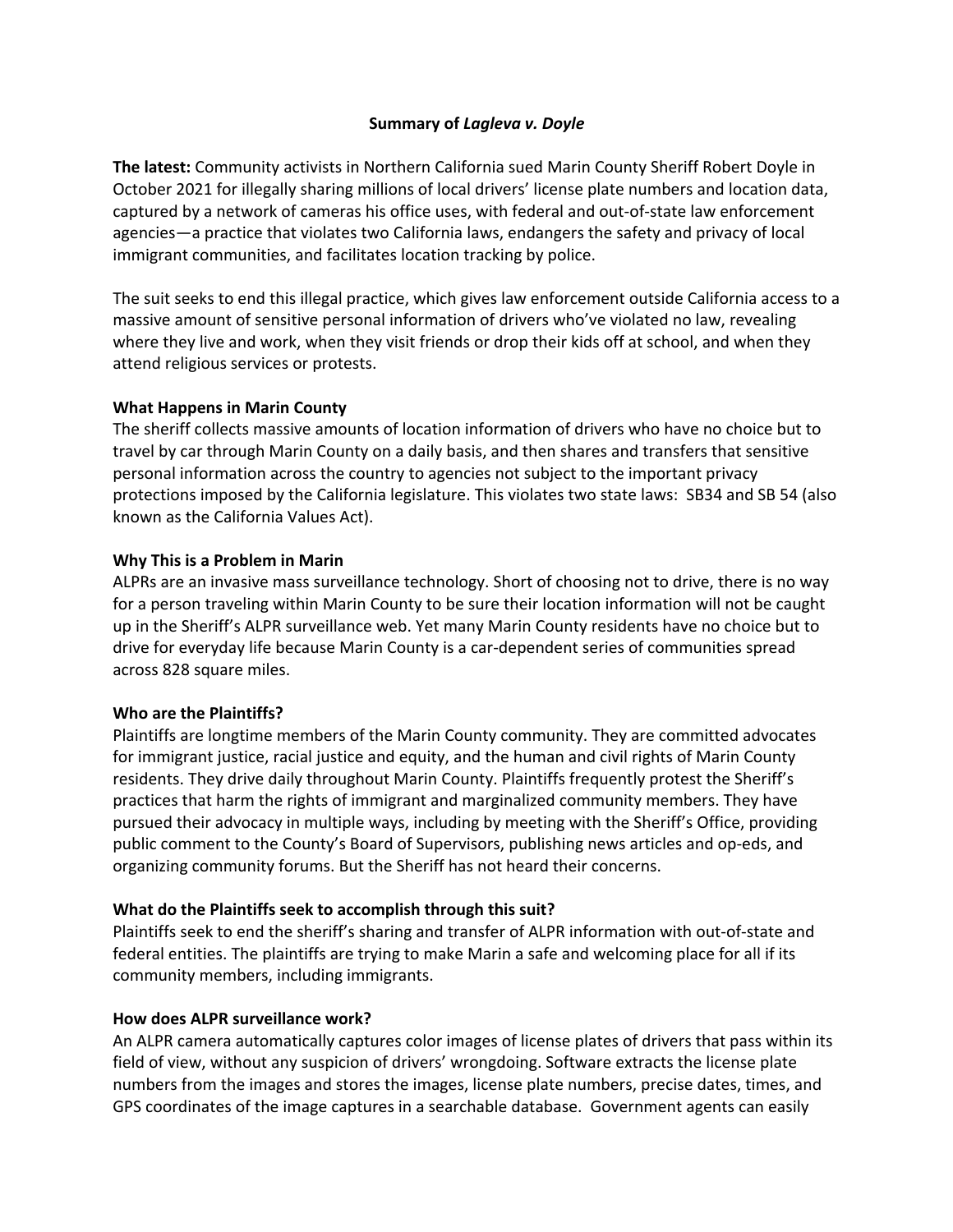# **Summary of *Lagleva v. Doyle***

**The latest:** Community activists in Northern California sued Marin County Sheriff Robert Doyle in October 2021 for illegally sharing millions of local drivers' license plate numbers and location data, captured by a network of cameras his office uses, with federal and out-of-state law enforcement agencies—a practice that violates two California laws, endangers the safety and privacy of local immigrant communities, and facilitates location tracking by police.

The suit seeks to end this illegal practice, which gives law enforcement outside California access to a massive amount of sensitive personal information of drivers who've violated no law, revealing where they live and work, when they visit friends or drop their kids off at school, and when they attend religious services or protests.

## **What Happens in Marin County**

The sheriff collects massive amounts of location information of drivers who have no choice but to travel by car through Marin County on a daily basis, and then shares and transfers that sensitive personal information across the country to agencies not subject to the important privacy protections imposed by the California legislature. This violates two state laws: SB34 and SB 54 (also known as the California Values Act).

## **Why This is a Problem in Marin**

ALPRs are an invasive mass surveillance technology. Short of choosing not to drive, there is no way for a person traveling within Marin County to be sure their location information will not be caught up in the Sheriff's ALPR surveillance web. Yet many Marin County residents have no choice but to drive for everyday life because Marin County is a car-dependent series of communities spread across 828 square miles.

## **Who are the Plaintiffs?**

Plaintiffs are longtime members of the Marin County community. They are committed advocates for immigrant justice, racial justice and equity, and the human and civil rights of Marin County residents. They drive daily throughout Marin County. Plaintiffs frequently protest the Sheriff's practices that harm the rights of immigrant and marginalized community members. They have pursued their advocacy in multiple ways, including by meeting with the Sheriff's Office, providing public comment to the County's Board of Supervisors, publishing news articles and op-eds, and organizing community forums. But the Sheriff has not heard their concerns.

## **What do the Plaintiffs seek to accomplish through this suit?**

Plaintiffs seek to end the sheriff's sharing and transfer of ALPR information with out-of-state and federal entities. The plaintiffs are trying to make Marin a safe and welcoming place for all if its community members, including immigrants.

## **How does ALPR surveillance work?**

An ALPR camera automatically captures color images of license plates of drivers that pass within its field of view, without any suspicion of drivers' wrongdoing. Software extracts the license plate numbers from the images and stores the images, license plate numbers, precise dates, times, and GPS coordinates of the image captures in a searchable database. Government agents can easily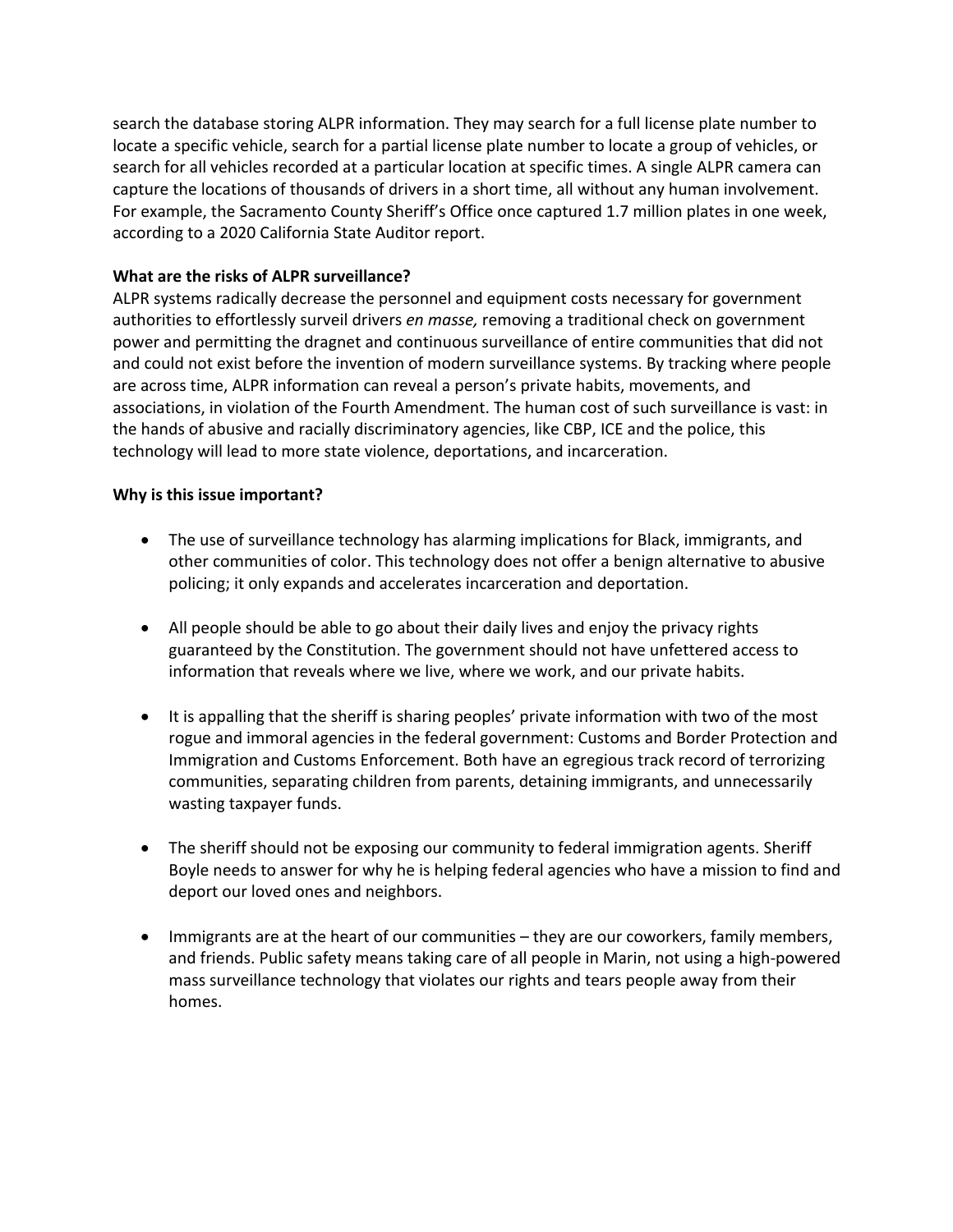search the database storing ALPR information. They may search for a full license plate number to locate a specific vehicle, search for a partial license plate number to locate a group of vehicles, or search for all vehicles recorded at a particular location at specific times. A single ALPR camera can capture the locations of thousands of drivers in a short time, all without any human involvement. For example, the Sacramento County Sheriff's Office once captured 1.7 million plates in one week, according to a 2020 California State Auditor report.

**What are the risks of ALPR surveillance?**
ALPR systems radically decrease the personnel and equipment costs necessary for government authorities to effortlessly surveil drivers *en masse,* removing a traditional check on government power and permitting the dragnet and continuous surveillance of entire communities that did not and could not exist before the invention of modern surveillance systems. By tracking where people are across time, ALPR information can reveal a person's private habits, movements, and associations, in violation of the Fourth Amendment. The human cost of such surveillance is vast: in the hands of abusive and racially discriminatory agencies, like CBP, ICE and the police, this technology will lead to more state violence, deportations, and incarceration.

**Why is this issue important?**

- The use of surveillance technology has alarming implications for Black, immigrants, and other communities of color. This technology does not offer a benign alternative to abusive policing; it only expands and accelerates incarceration and deportation.

- All people should be able to go about their daily lives and enjoy the privacy rights guaranteed by the Constitution. The government should not have unfettered access to information that reveals where we live, where we work, and our private habits.

- It is appalling that the sheriff is sharing peoples' private information with two of the most rogue and immoral agencies in the federal government: Customs and Border Protection and Immigration and Customs Enforcement. Both have an egregious track record of terrorizing communities, separating children from parents, detaining immigrants, and unnecessarily wasting taxpayer funds.

- The sheriff should not be exposing our community to federal immigration agents. Sheriff Boyle needs to answer for why he is helping federal agencies who have a mission to find and deport our loved ones and neighbors.

- Immigrants are at the heart of our communities – they are our coworkers, family members, and friends. Public safety means taking care of all people in Marin, not using a high-powered mass surveillance technology that violates our rights and tears people away from their homes.